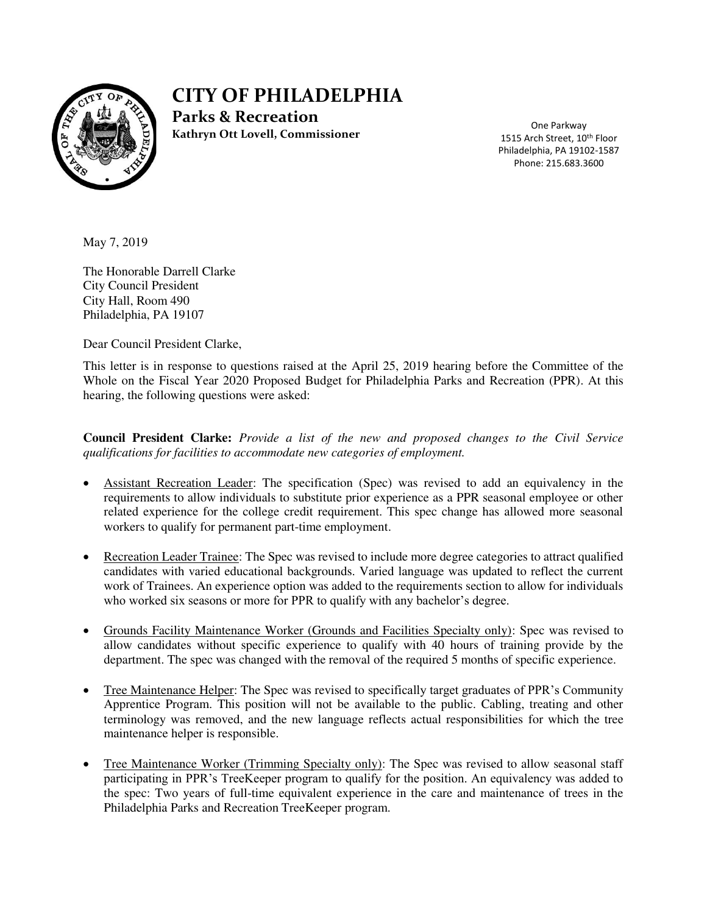# CITY OF PHILADELPHIA

**Parks & Recreation**

**Kathryn Ott Lovell, Commissioner**

One Parkway
1515 Arch Street, 10th Floor
Philadelphia, PA 19102-1587
Phone: 215.683.3600

May 7, 2019

The Honorable Darrell Clarke
City Council President
City Hall, Room 490
Philadelphia, PA 19107

Dear Council President Clarke,

This letter is in response to questions raised at the April 25, 2019 hearing before the Committee of the Whole on the Fiscal Year 2020 Proposed Budget for Philadelphia Parks and Recreation (PPR). At this hearing, the following questions were asked:

**Council President Clarke:** *Provide a list of the new and proposed changes to the Civil Service qualifications for facilities to accommodate new categories of employment.*

- Assistant Recreation Leader: The specification (Spec) was revised to add an equivalency in the requirements to allow individuals to substitute prior experience as a PPR seasonal employee or other related experience for the college credit requirement. This spec change has allowed more seasonal workers to qualify for permanent part-time employment.
- Recreation Leader Trainee: The Spec was revised to include more degree categories to attract qualified candidates with varied educational backgrounds. Varied language was updated to reflect the current work of Trainees. An experience option was added to the requirements section to allow for individuals who worked six seasons or more for PPR to qualify with any bachelor's degree.
- Grounds Facility Maintenance Worker (Grounds and Facilities Specialty only): Spec was revised to allow candidates without specific experience to qualify with 40 hours of training provide by the department. The spec was changed with the removal of the required 5 months of specific experience.
- Tree Maintenance Helper: The Spec was revised to specifically target graduates of PPR's Community Apprentice Program. This position will not be available to the public. Cabling, treating and other terminology was removed, and the new language reflects actual responsibilities for which the tree maintenance helper is responsible.
- Tree Maintenance Worker (Trimming Specialty only): The Spec was revised to allow seasonal staff participating in PPR's TreeKeeper program to qualify for the position. An equivalency was added to the spec: Two years of full-time equivalent experience in the care and maintenance of trees in the Philadelphia Parks and Recreation TreeKeeper program.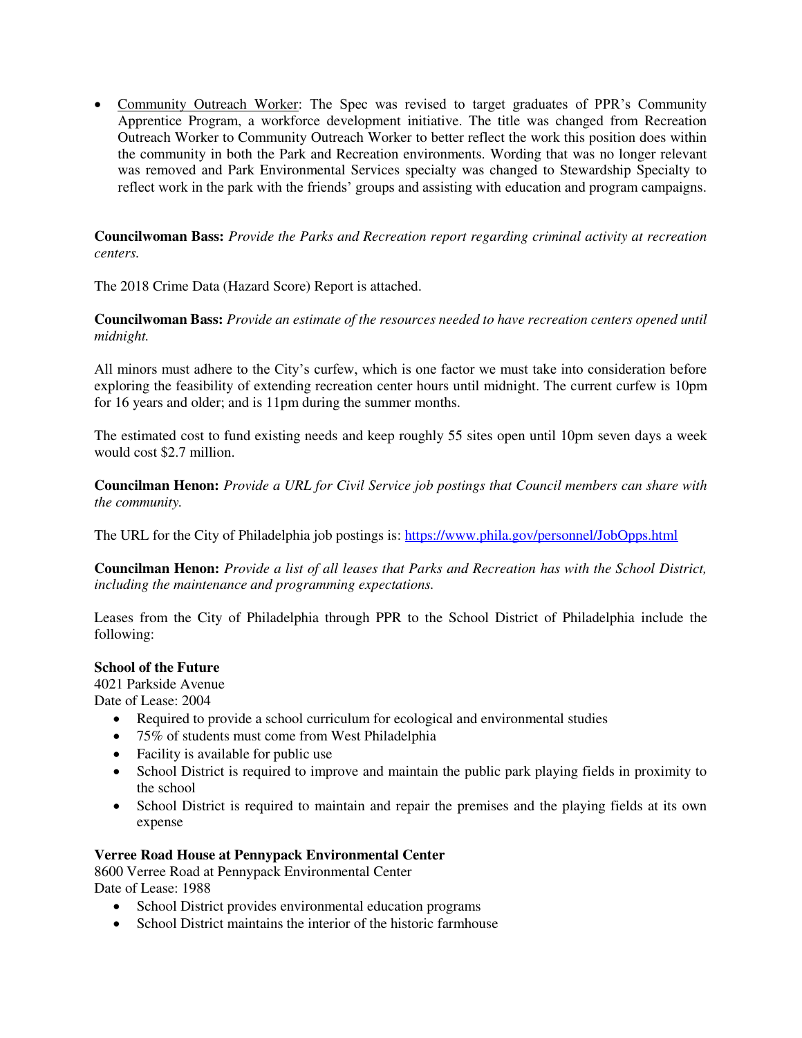- Community Outreach Worker: The Spec was revised to target graduates of PPR's Community Apprentice Program, a workforce development initiative. The title was changed from Recreation Outreach Worker to Community Outreach Worker to better reflect the work this position does within the community in both the Park and Recreation environments. Wording that was no longer relevant was removed and Park Environmental Services specialty was changed to Stewardship Specialty to reflect work in the park with the friends' groups and assisting with education and program campaigns.

**Councilwoman Bass:** *Provide the Parks and Recreation report regarding criminal activity at recreation centers.*

The 2018 Crime Data (Hazard Score) Report is attached.

**Councilwoman Bass:** *Provide an estimate of the resources needed to have recreation centers opened until midnight.*

All minors must adhere to the City's curfew, which is one factor we must take into consideration before exploring the feasibility of extending recreation center hours until midnight. The current curfew is 10pm for 16 years and older; and is 11pm during the summer months.

The estimated cost to fund existing needs and keep roughly 55 sites open until 10pm seven days a week would cost $2.7 million.

**Councilman Henon:** *Provide a URL for Civil Service job postings that Council members can share with the community.*

The URL for the City of Philadelphia job postings is: [https://www.phila.gov/personnel/JobOpps.html](https://www.phila.gov/personnel/JobOpps.html)

**Councilman Henon:** *Provide a list of all leases that Parks and Recreation has with the School District, including the maintenance and programming expectations.*

Leases from the City of Philadelphia through PPR to the School District of Philadelphia include the following:

**School of the Future**
4021 Parkside Avenue
Date of Lease: 2004

- Required to provide a school curriculum for ecological and environmental studies
- 75% of students must come from West Philadelphia
- Facility is available for public use
- School District is required to improve and maintain the public park playing fields in proximity to the school
- School District is required to maintain and repair the premises and the playing fields at its own expense

**Verree Road House at Pennypack Environmental Center**
8600 Verree Road at Pennypack Environmental Center
Date of Lease: 1988

- School District provides environmental education programs
- School District maintains the interior of the historic farmhouse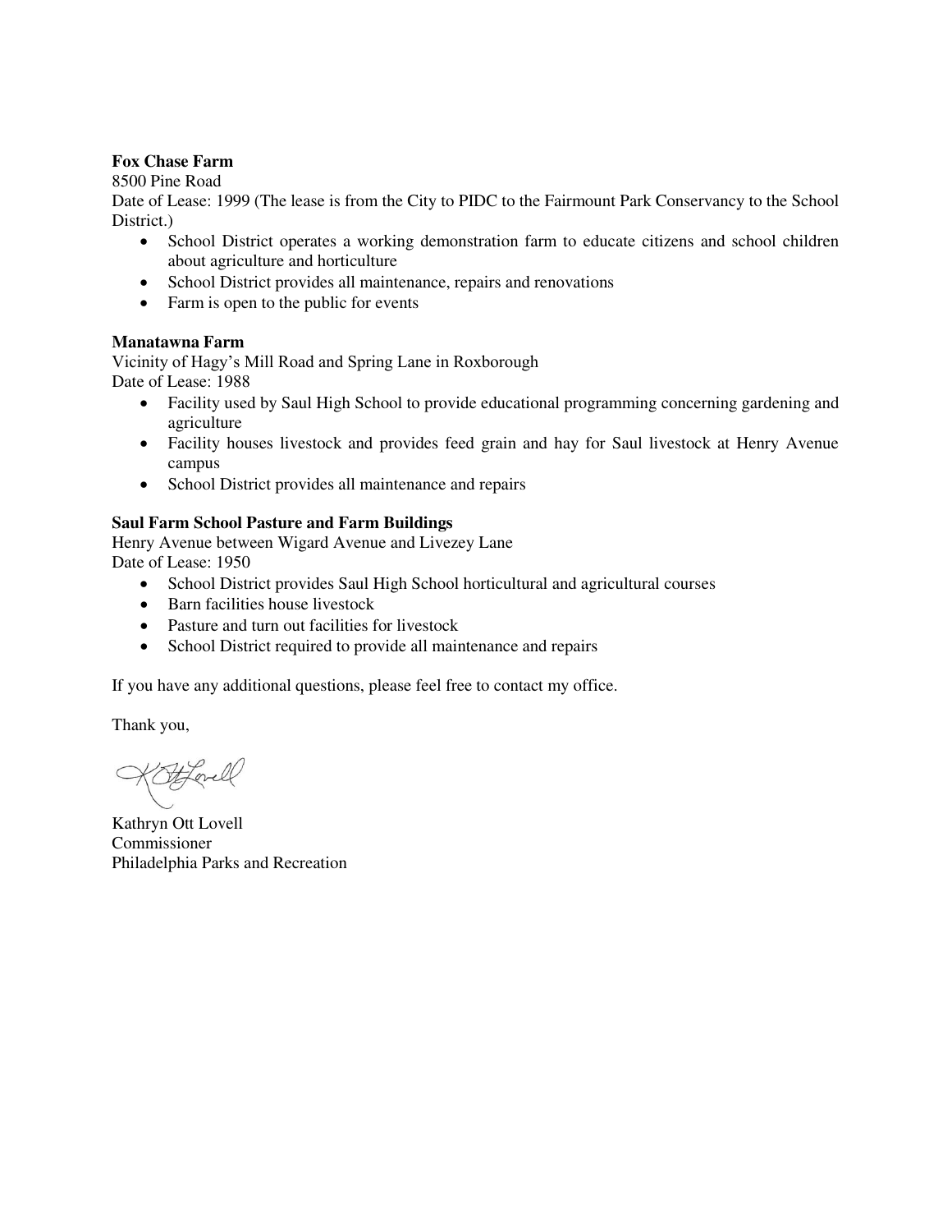**Fox Chase Farm**
8500 Pine Road
Date of Lease: 1999 (The lease is from the City to PIDC to the Fairmount Park Conservancy to the School District.)

- School District operates a working demonstration farm to educate citizens and school children about agriculture and horticulture
- School District provides all maintenance, repairs and renovations
- Farm is open to the public for events

**Manatawna Farm**
Vicinity of Hagy's Mill Road and Spring Lane in Roxborough
Date of Lease: 1988

- Facility used by Saul High School to provide educational programming concerning gardening and agriculture
- Facility houses livestock and provides feed grain and hay for Saul livestock at Henry Avenue campus
- School District provides all maintenance and repairs

**Saul Farm School Pasture and Farm Buildings**
Henry Avenue between Wigard Avenue and Livezey Lane
Date of Lease: 1950

- School District provides Saul High School horticultural and agricultural courses
- Barn facilities house livestock
- Pasture and turn out facilities for livestock
- School District required to provide all maintenance and repairs

If you have any additional questions, please feel free to contact my office.

Thank you,

Kathryn Ott Lovell
Commissioner
Philadelphia Parks and Recreation